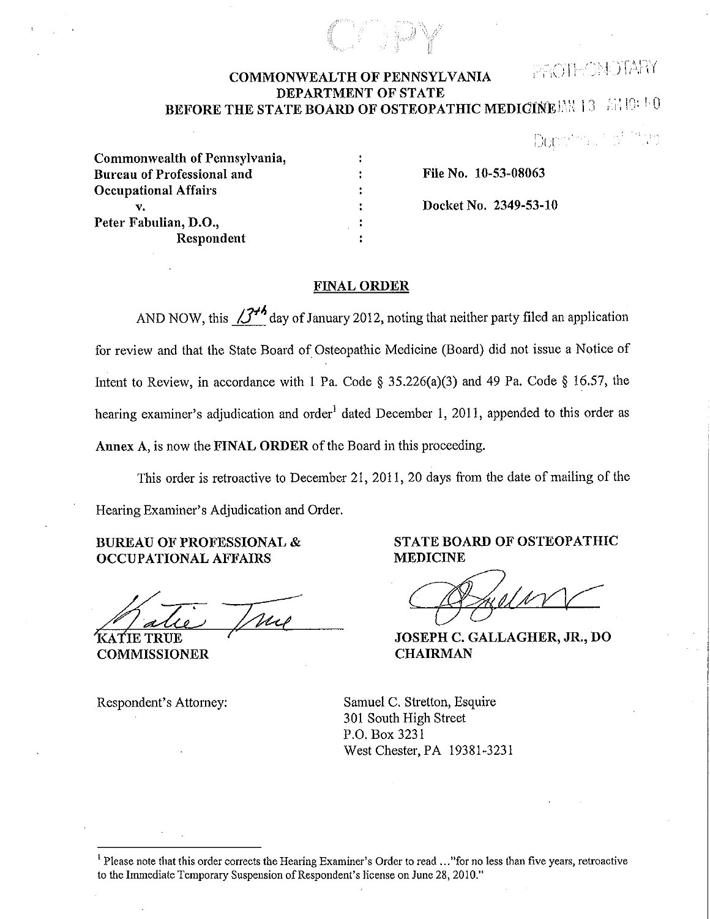COPY

PROTHONOTARY

# COMMONWEALTH OF PENNSYLVANIA
## DEPARTMENT OF STATE
## BEFORE THE STATE BOARD OF OSTEOPATHIC MEDICINE

| | | |
|---|---|---|
| **Commonwealth of Pennsylvania,** | : | |
| **Bureau of Professional and** | : | **File No. 10-53-08063** |
| **Occupational Affairs** | : | |
| **v.** | : | **Docket No. 2349-53-10** |
| **Peter Fabulian, D.O.,** | : | |
| **Respondent** | : | |

**FINAL ORDER**

AND NOW, this 13th day of January 2012, noting that neither party filed an application for review and that the State Board of Osteopathic Medicine (Board) did not issue a Notice of Intent to Review, in accordance with 1 Pa. Code § 35.226(a)(3) and 49 Pa. Code § 16.57, the hearing examiner's adjudication and order[1] dated December 1, 2011, appended to this order as **Annex A**, is now the **FINAL ORDER** of the Board in this proceeding.

This order is retroactive to December 21, 2011, 20 days from the date of mailing of the Hearing Examiner's Adjudication and Order.

**BUREAU OF PROFESSIONAL & OCCUPATIONAL AFFAIRS**

**KATIE TRUE**
**COMMISSIONER**

**STATE BOARD OF OSTEOPATHIC MEDICINE**

**JOSEPH C. GALLAGHER, JR., DO**
**CHAIRMAN**

Respondent's Attorney:

Samuel C. Stretton, Esquire
301 South High Street
P.O. Box 3231
West Chester, PA 19381-3231

[1] Please note that this order corrects the Hearing Examiner's Order to read ..."for no less than five years, retroactive to the Immediate Temporary Suspension of Respondent's license on June 28, 2010."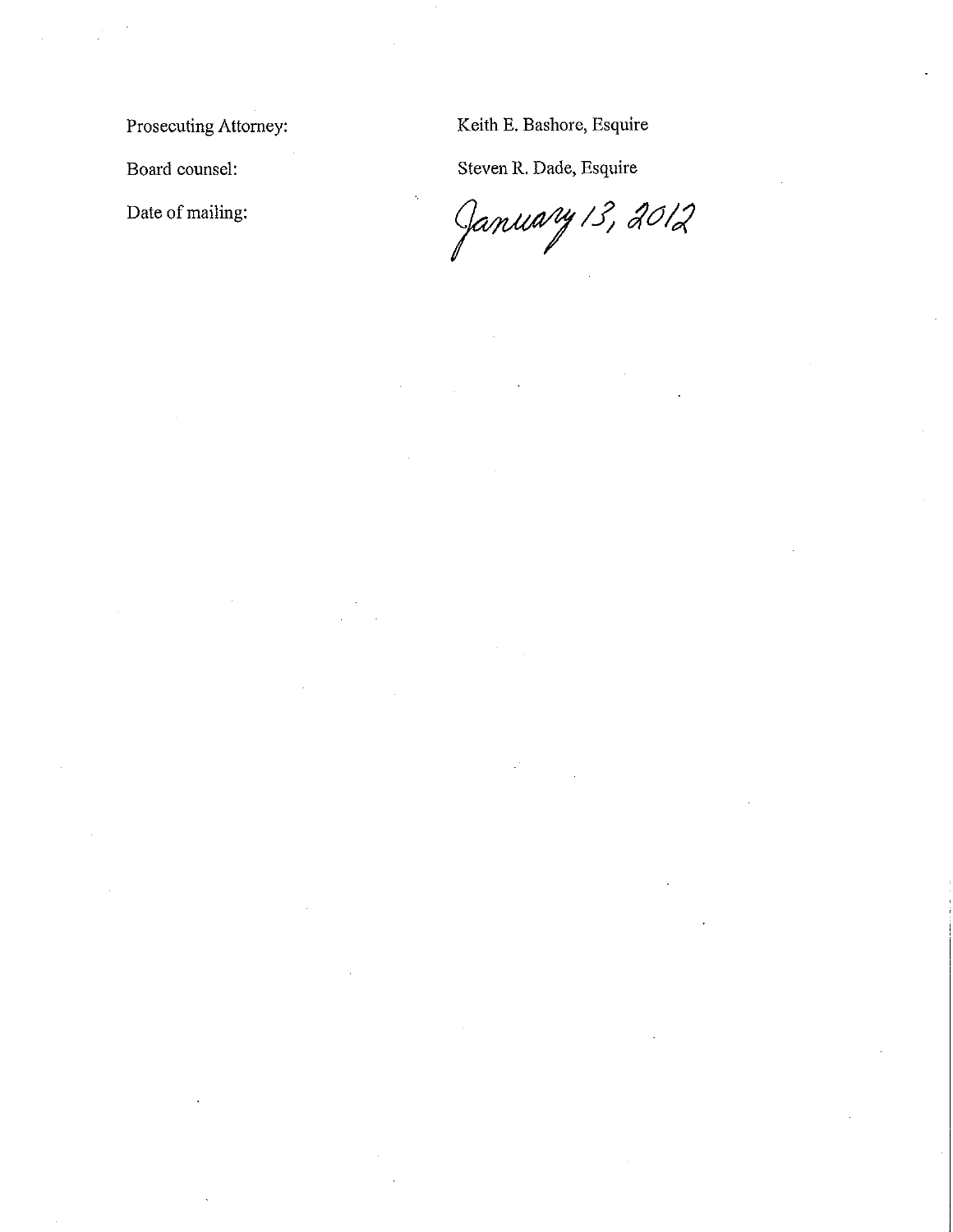Prosecuting Attorney: Keith E. Bashore, Esquire

Board counsel: Steven R. Dade, Esquire

Date of mailing: January 13, 2012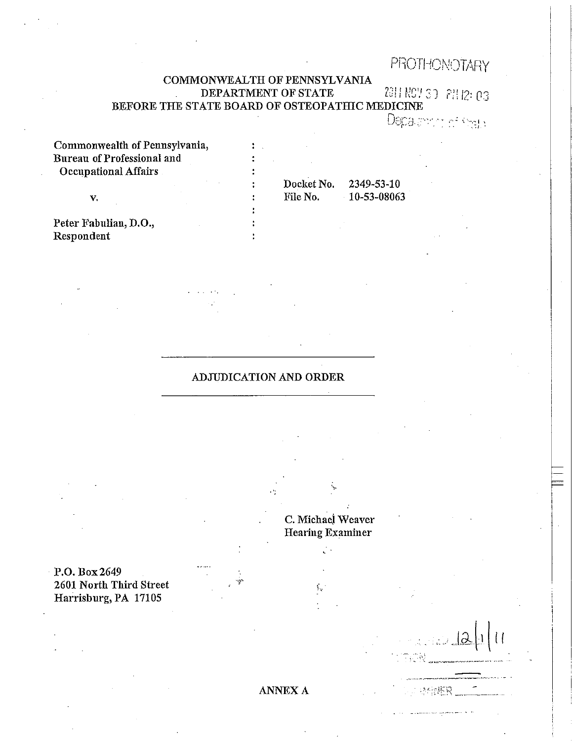PROTHONOTARY

2011 NOV 30 PM 12: 03

Department of State

COMMONWEALTH OF PENNSYLVANIA
DEPARTMENT OF STATE
BEFORE THE STATE BOARD OF OSTEOPATHIC MEDICINE

| | | |
|---|---|---|
| Commonwealth of Pennsylvania, Bureau of Professional and Occupational Affairs | : | |
| v. | : | Docket No. 2349-53-10 File No. 10-53-08063 |
| Peter Fabulian, D.O., Respondent | : | |

## ADJUDICATION AND ORDER

C. Michael Weaver
Hearing Examiner

P.O. Box 2649
2601 North Third Street
Harrisburg, PA 17105

12/1/11

ANNEX A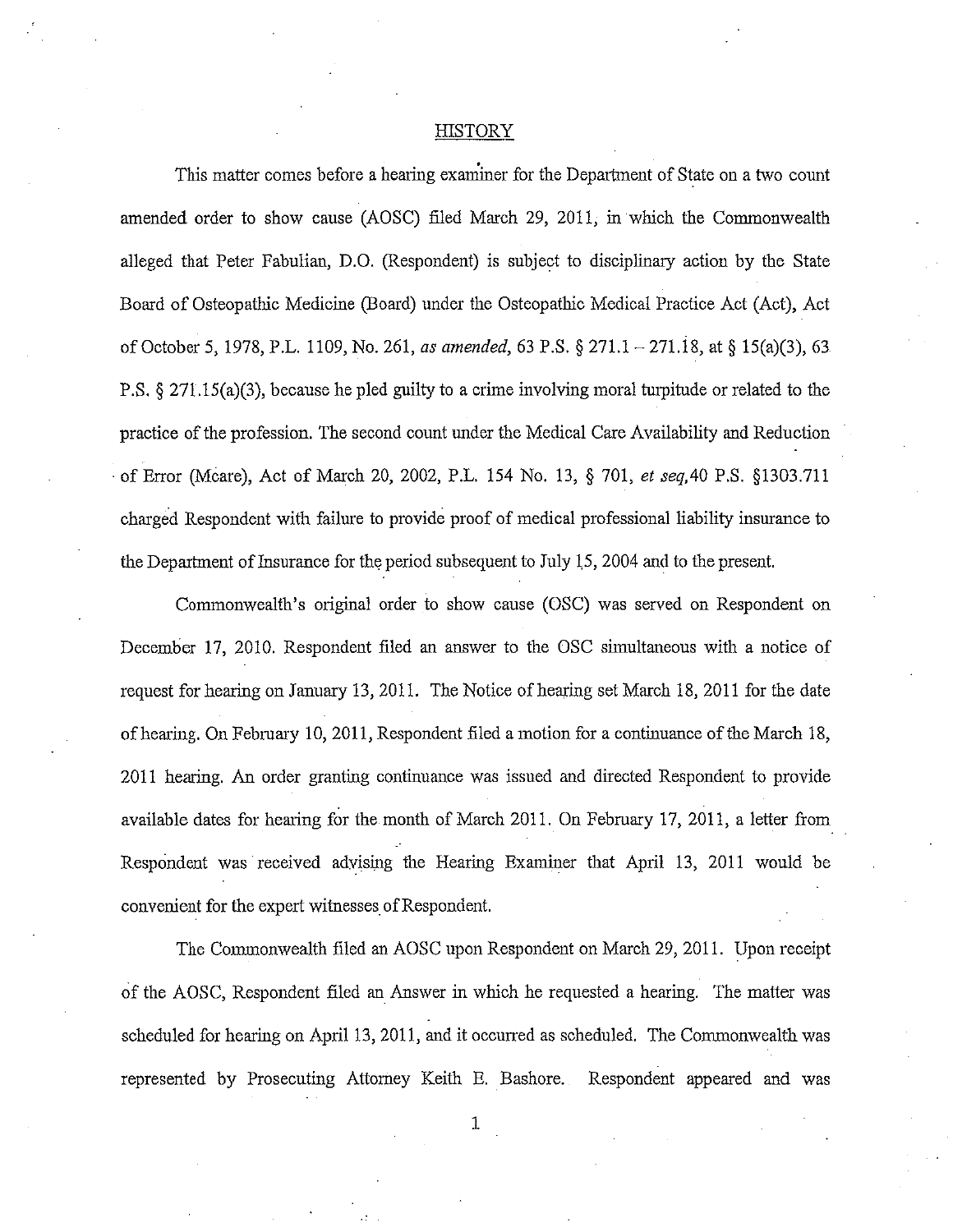## HISTORY

This matter comes before a hearing examiner for the Department of State on a two count amended order to show cause (AOSC) filed March 29, 2011, in which the Commonwealth alleged that Peter Fabulian, D.O. (Respondent) is subject to disciplinary action by the State Board of Osteopathic Medicine (Board) under the Osteopathic Medical Practice Act (Act), Act of October 5, 1978, P.L. 1109, No. 261, *as amended*, 63 P.S. § 271.1 – 271.18, at § 15(a)(3), 63 P.S. § 271.15(a)(3), because he pled guilty to a crime involving moral turpitude or related to the practice of the profession. The second count under the Medical Care Availability and Reduction of Error (Mcare), Act of March 20, 2002, P.L. 154 No. 13, § 701, *et seq*,40 P.S. §1303.711 charged Respondent with failure to provide proof of medical professional liability insurance to the Department of Insurance for the period subsequent to July 15, 2004 and to the present.

Commonwealth's original order to show cause (OSC) was served on Respondent on December 17, 2010. Respondent filed an answer to the OSC simultaneous with a notice of request for hearing on January 13, 2011. The Notice of hearing set March 18, 2011 for the date of hearing. On February 10, 2011, Respondent filed a motion for a continuance of the March 18, 2011 hearing. An order granting continuance was issued and directed Respondent to provide available dates for hearing for the month of March 2011. On February 17, 2011, a letter from Respondent was received advising the Hearing Examiner that April 13, 2011 would be convenient for the expert witnesses of Respondent.

The Commonwealth filed an AOSC upon Respondent on March 29, 2011. Upon receipt of the AOSC, Respondent filed an Answer in which he requested a hearing. The matter was scheduled for hearing on April 13, 2011, and it occurred as scheduled. The Commonwealth was represented by Prosecuting Attorney Keith E. Bashore. Respondent appeared and was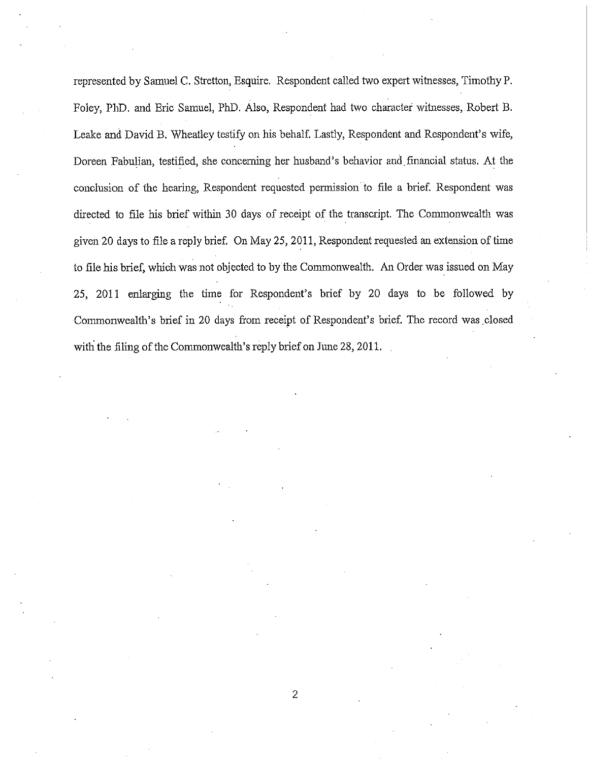represented by Samuel C. Stretton, Esquire. Respondent called two expert witnesses, Timothy P. Foley, PhD. and Eric Samuel, PhD. Also, Respondent had two character witnesses, Robert B. Leake and David B. Wheatley testify on his behalf. Lastly, Respondent and Respondent's wife, Doreen Fabulian, testified, she concerning her husband's behavior and financial status. At the conclusion of the hearing, Respondent requested permission to file a brief. Respondent was directed to file his brief within 30 days of receipt of the transcript. The Commonwealth was given 20 days to file a reply brief. On May 25, 2011, Respondent requested an extension of time to file his brief, which was not objected to by the Commonwealth. An Order was issued on May 25, 2011 enlarging the time for Respondent's brief by 20 days to be followed by Commonwealth's brief in 20 days from receipt of Respondent's brief. The record was closed with the filing of the Commonwealth's reply brief on June 28, 2011.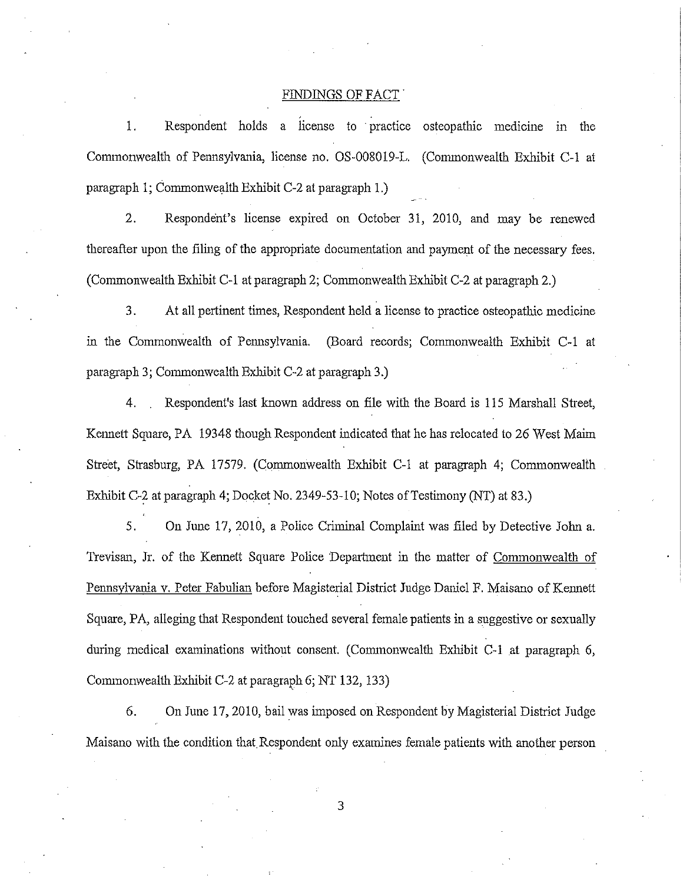## FINDINGS OF FACT

1. Respondent holds a license to practice osteopathic medicine in the Commonwealth of Pennsylvania, license no. OS-008019-L. (Commonwealth Exhibit C-1 at paragraph 1; Commonwealth Exhibit C-2 at paragraph 1.)

2. Respondent's license expired on October 31, 2010, and may be renewed thereafter upon the filing of the appropriate documentation and payment of the necessary fees. (Commonwealth Exhibit C-1 at paragraph 2; Commonwealth Exhibit C-2 at paragraph 2.)

3. At all pertinent times, Respondent held a license to practice osteopathic medicine in the Commonwealth of Pennsylvania. (Board records; Commonwealth Exhibit C-1 at paragraph 3; Commonwealth Exhibit C-2 at paragraph 3.)

4. Respondent's last known address on file with the Board is 115 Marshall Street, Kennett Square, PA 19348 though Respondent indicated that he has relocated to 26 West Maim Street, Strasburg, PA 17579. (Commonwealth Exhibit C-1 at paragraph 4; Commonwealth Exhibit C-2 at paragraph 4; Docket No. 2349-53-10; Notes of Testimony (NT) at 83.)

5. On June 17, 2010, a Police Criminal Complaint was filed by Detective John a. Trevisan, Jr. of the Kennett Square Police Department in the matter of Commonwealth of Pennsylvania v. Peter Fabulian before Magisterial District Judge Daniel F. Maisano of Kennett Square, PA, alleging that Respondent touched several female patients in a suggestive or sexually during medical examinations without consent. (Commonwealth Exhibit C-1 at paragraph 6, Commonwealth Exhibit C-2 at paragraph 6; NT 132, 133)

6. On June 17, 2010, bail was imposed on Respondent by Magisterial District Judge Maisano with the condition that Respondent only examines female patients with another person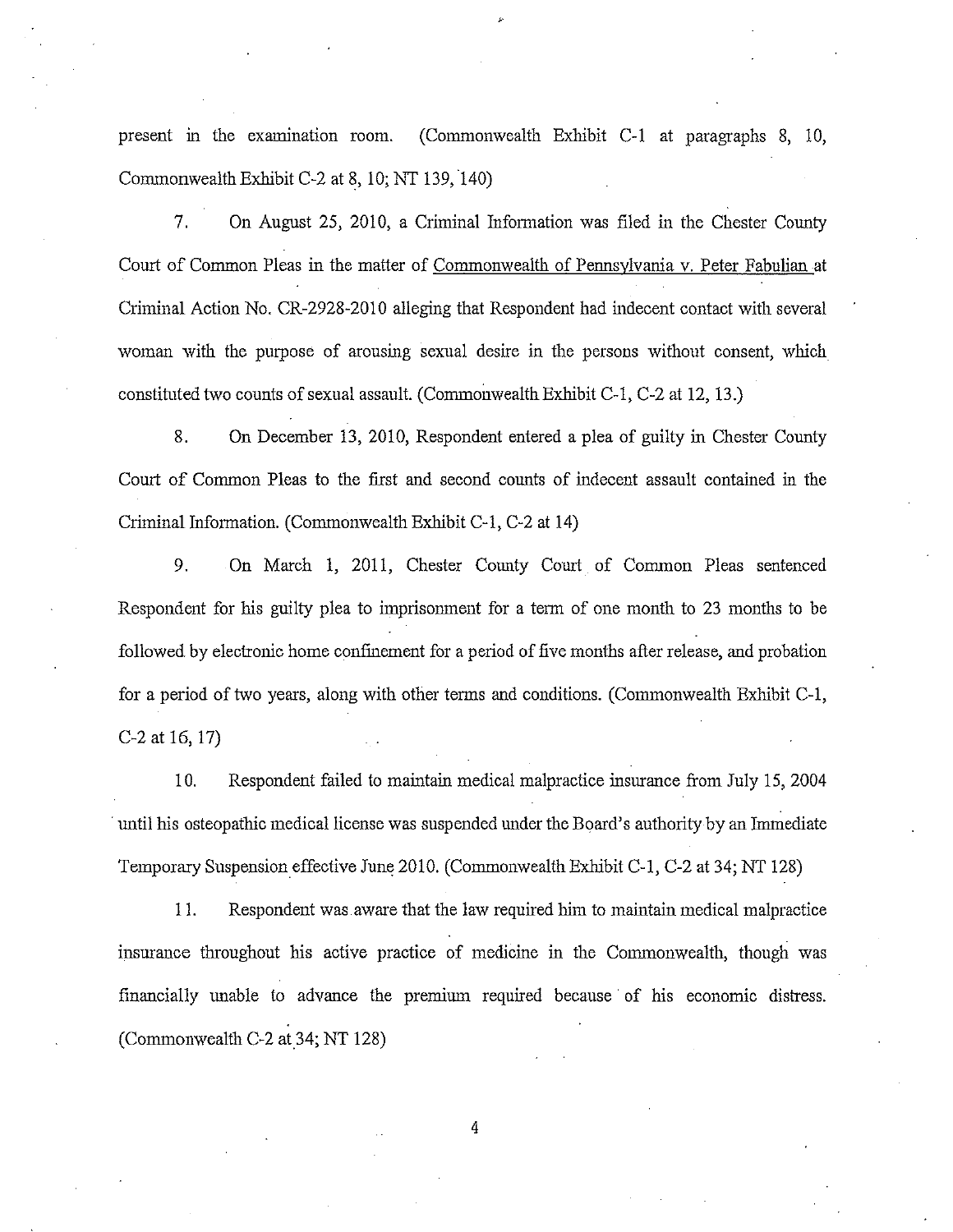present in the examination room. (Commonwealth Exhibit C-1 at paragraphs 8, 10, Commonwealth Exhibit C-2 at 8, 10; NT 139, 140)

7. On August 25, 2010, a Criminal Information was filed in the Chester County Court of Common Pleas in the matter of Commonwealth of Pennsylvania v. Peter Fabulian at Criminal Action No. CR-2928-2010 alleging that Respondent had indecent contact with several woman with the purpose of arousing sexual desire in the persons without consent, which constituted two counts of sexual assault. (Commonwealth Exhibit C-1, C-2 at 12, 13.)

8. On December 13, 2010, Respondent entered a plea of guilty in Chester County Court of Common Pleas to the first and second counts of indecent assault contained in the Criminal Information. (Commonwealth Exhibit C-1, C-2 at 14)

9. On March 1, 2011, Chester County Court of Common Pleas sentenced Respondent for his guilty plea to imprisonment for a term of one month to 23 months to be followed by electronic home confinement for a period of five months after release, and probation for a period of two years, along with other terms and conditions. (Commonwealth Exhibit C-1, C-2 at 16, 17)

10. Respondent failed to maintain medical malpractice insurance from July 15, 2004 until his osteopathic medical license was suspended under the Board's authority by an Immediate Temporary Suspension effective June 2010. (Commonwealth Exhibit C-1, C-2 at 34; NT 128)

11. Respondent was aware that the law required him to maintain medical malpractice insurance throughout his active practice of medicine in the Commonwealth, though was financially unable to advance the premium required because of his economic distress. (Commonwealth C-2 at 34; NT 128)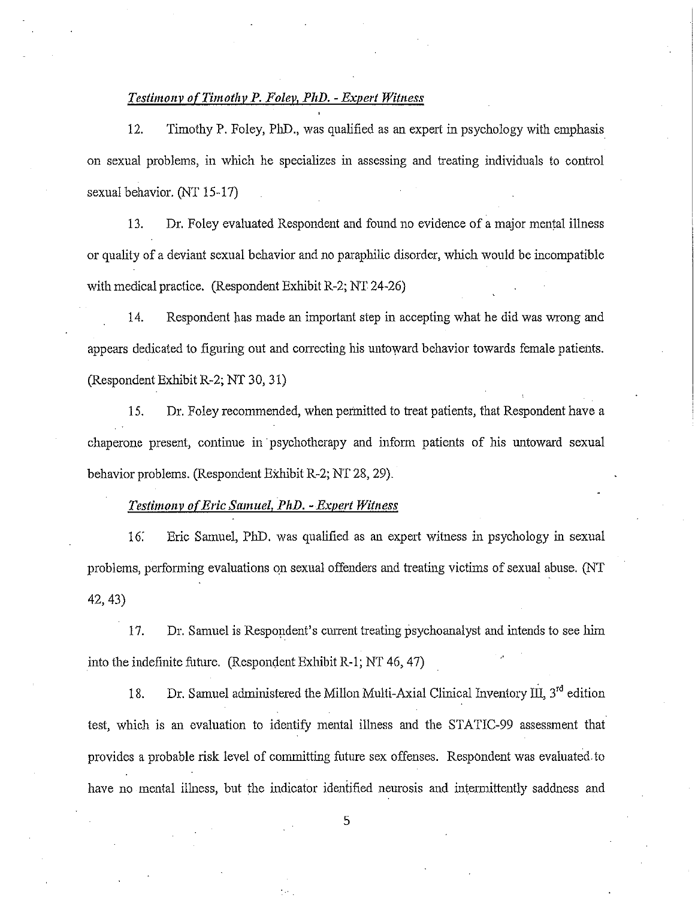*Testimony of Timothy P. Foley, PhD. - Expert Witness*

12. Timothy P. Foley, PhD., was qualified as an expert in psychology with emphasis on sexual problems, in which he specializes in assessing and treating individuals to control sexual behavior. (NT 15-17)

13. Dr. Foley evaluated Respondent and found no evidence of a major mental illness or quality of a deviant sexual behavior and no paraphilic disorder, which would be incompatible with medical practice. (Respondent Exhibit R-2; NT 24-26)

14. Respondent has made an important step in accepting what he did was wrong and appears dedicated to figuring out and correcting his untoward behavior towards female patients. (Respondent Exhibit R-2; NT 30, 31)

15. Dr. Foley recommended, when permitted to treat patients, that Respondent have a chaperone present, continue in psychotherapy and inform patients of his untoward sexual behavior problems. (Respondent Exhibit R-2; NT 28, 29).

*Testimony of Eric Samuel, PhD. - Expert Witness*

16. Eric Samuel, PhD. was qualified as an expert witness in psychology in sexual problems, performing evaluations on sexual offenders and treating victims of sexual abuse. (NT 42, 43)

17. Dr. Samuel is Respondent's current treating psychoanalyst and intends to see him into the indefinite future. (Respondent Exhibit R-1; NT 46, 47)

18. Dr. Samuel administered the Millon Multi-Axial Clinical Inventory III, 3rd edition test, which is an evaluation to identify mental illness and the STATIC-99 assessment that provides a probable risk level of committing future sex offenses. Respondent was evaluated to have no mental illness, but the indicator identified neurosis and intermittently saddness and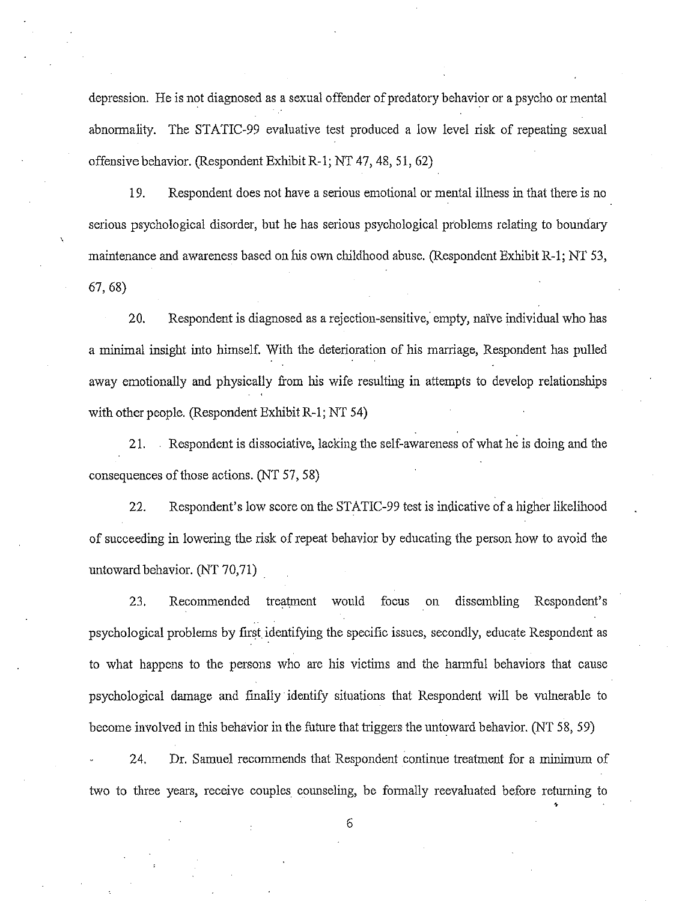depression. He is not diagnosed as a sexual offender of predatory behavior or a psycho or mental abnormality. The STATIC-99 evaluative test produced a low level risk of repeating sexual offensive behavior. (Respondent Exhibit R-1; NT 47, 48, 51, 62)

19. Respondent does not have a serious emotional or mental illness in that there is no serious psychological disorder, but he has serious psychological problems relating to boundary maintenance and awareness based on his own childhood abuse. (Respondent Exhibit R-1; NT 53, 67, 68)

20. Respondent is diagnosed as a rejection-sensitive, empty, naïve individual who has a minimal insight into himself. With the deterioration of his marriage, Respondent has pulled away emotionally and physically from his wife resulting in attempts to develop relationships with other people. (Respondent Exhibit R-1; NT 54)

21. Respondent is dissociative, lacking the self-awareness of what he is doing and the consequences of those actions. (NT 57, 58)

22. Respondent's low score on the STATIC-99 test is indicative of a higher likelihood of succeeding in lowering the risk of repeat behavior by educating the person how to avoid the untoward behavior. (NT 70,71)

23. Recommended treatment would focus on dissembling Respondent's psychological problems by first identifying the specific issues, secondly, educate Respondent as to what happens to the persons who are his victims and the harmful behaviors that cause psychological damage and finally identify situations that Respondent will be vulnerable to become involved in this behavior in the future that triggers the untoward behavior. (NT 58, 59)

24. Dr. Samuel recommends that Respondent continue treatment for a minimum of two to three years, receive couples counseling, be formally reevaluated before returning to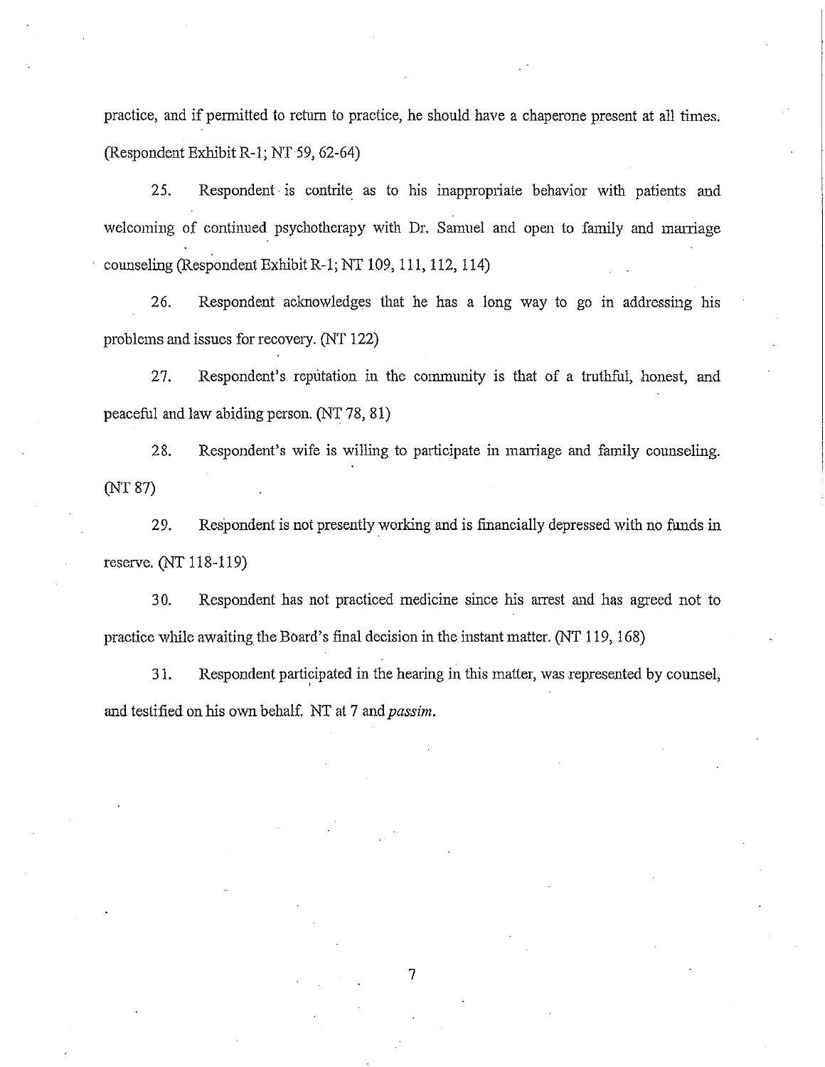practice, and if permitted to return to practice, he should have a chaperone present at all times. (Respondent Exhibit R-1; NT 59, 62-64)

25. Respondent is contrite as to his inappropriate behavior with patients and welcoming of continued psychotherapy with Dr. Samuel and open to family and marriage counseling (Respondent Exhibit R-1; NT 109, 111, 112, 114)

26. Respondent acknowledges that he has a long way to go in addressing his problems and issues for recovery. (NT 122)

27. Respondent's reputation in the community is that of a truthful, honest, and peaceful and law abiding person. (NT 78, 81)

28. Respondent's wife is willing to participate in marriage and family counseling. (NT 87)

29. Respondent is not presently working and is financially depressed with no funds in reserve. (NT 118-119)

30. Respondent has not practiced medicine since his arrest and has agreed not to practice while awaiting the Board's final decision in the instant matter. (NT 119, 168)

31. Respondent participated in the hearing in this matter, was represented by counsel, and testified on his own behalf. NT at 7 and *passim*.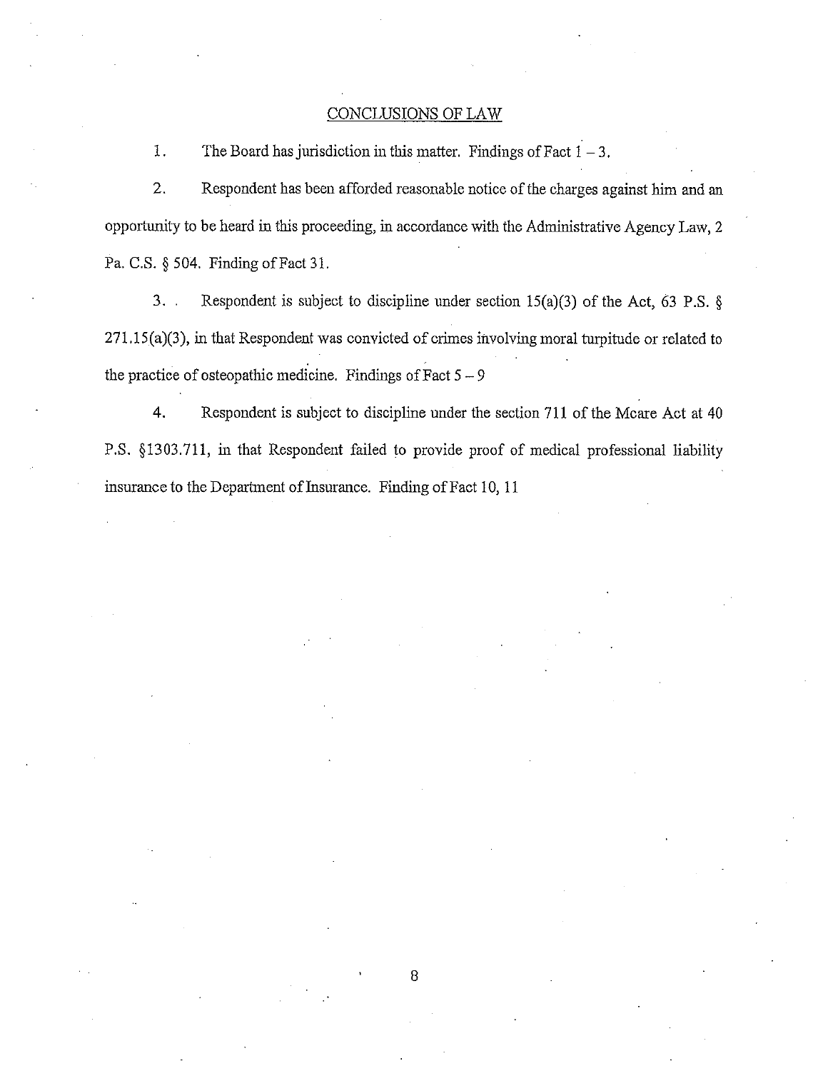## CONCLUSIONS OF LAW

1. The Board has jurisdiction in this matter. Findings of Fact 1 – 3.

2. Respondent has been afforded reasonable notice of the charges against him and an opportunity to be heard in this proceeding, in accordance with the Administrative Agency Law, 2 Pa. C.S. § 504. Finding of Fact 31.

3. Respondent is subject to discipline under section 15(a)(3) of the Act, 63 P.S. § 271.15(a)(3), in that Respondent was convicted of crimes involving moral turpitude or related to the practice of osteopathic medicine. Findings of Fact 5 – 9

4. Respondent is subject to discipline under the section 711 of the Mcare Act at 40 P.S. §1303.711, in that Respondent failed to provide proof of medical professional liability insurance to the Department of Insurance. Finding of Fact 10, 11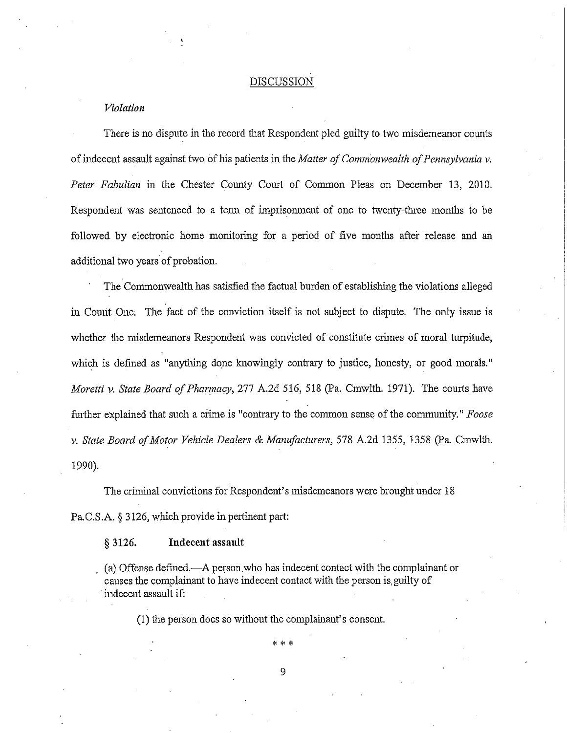## DISCUSSION

### *Violation*

There is no dispute in the record that Respondent pled guilty to two misdemeanor counts of indecent assault against two of his patients in the *Matter of Commonwealth of Pennsylvania v. Peter Fabulian* in the Chester County Court of Common Pleas on December 13, 2010. Respondent was sentenced to a term of imprisonment of one to twenty-three months to be followed by electronic home monitoring for a period of five months after release and an additional two years of probation.

The Commonwealth has satisfied the factual burden of establishing the violations alleged in Count One. The fact of the conviction itself is not subject to dispute. The only issue is whether the misdemeanors Respondent was convicted of constitute crimes of moral turpitude, which is defined as "anything done knowingly contrary to justice, honesty, or good morals." *Moretti v. State Board of Pharmacy*, 277 A.2d 516, 518 (Pa. Cmwlth. 1971). The courts have further explained that such a crime is "contrary to the common sense of the community." *Foose v. State Board of Motor Vehicle Dealers & Manufacturers*, 578 A.2d 1355, 1358 (Pa. Cmwlth. 1990).

The criminal convictions for Respondent's misdemeanors were brought under 18 Pa.C.S.A. § 3126, which provide in pertinent part:

> **§ 3126. Indecent assault**
>
> (a) Offense defined.—A person who has indecent contact with the complainant or causes the complainant to have indecent contact with the person is guilty of indecent assault if:
>
> (1) the person does so without the complainant's consent.
>
> \* \* \*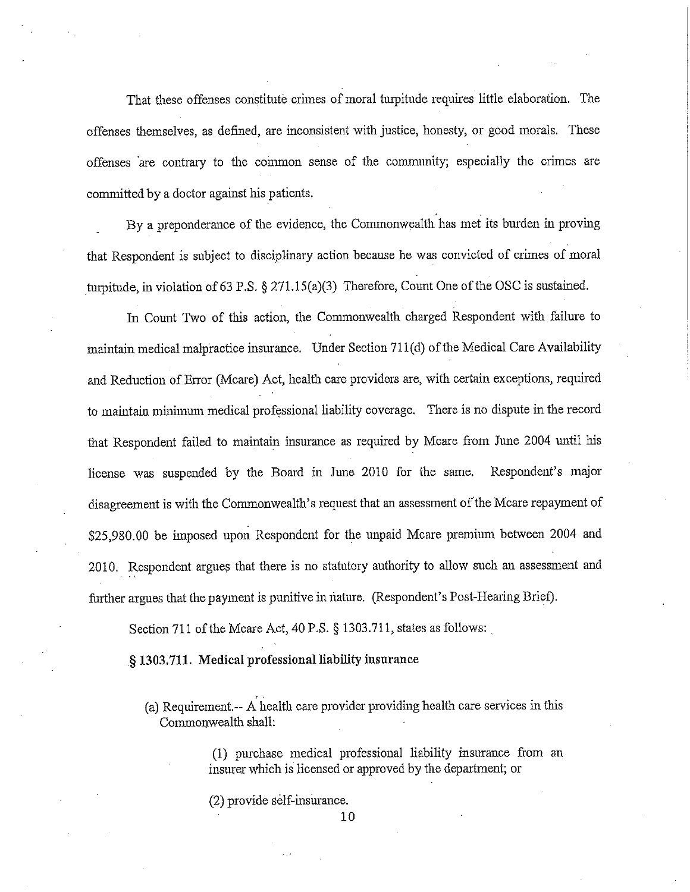That these offenses constitute crimes of moral turpitude requires little elaboration. The offenses themselves, as defined, are inconsistent with justice, honesty, or good morals. These offenses are contrary to the common sense of the community; especially the crimes are committed by a doctor against his patients.

By a preponderance of the evidence, the Commonwealth has met its burden in proving that Respondent is subject to disciplinary action because he was convicted of crimes of moral turpitude, in violation of 63 P.S. § 271.15(a)(3) Therefore, Count One of the OSC is sustained.

In Count Two of this action, the Commonwealth charged Respondent with failure to maintain medical malpractice insurance. Under Section 711(d) of the Medical Care Availability and Reduction of Error (Mcare) Act, health care providers are, with certain exceptions, required to maintain minimum medical professional liability coverage. There is no dispute in the record that Respondent failed to maintain insurance as required by Mcare from June 2004 until his license was suspended by the Board in June 2010 for the same. Respondent's major disagreement is with the Commonwealth's request that an assessment of the Mcare repayment of $25,980.00 be imposed upon Respondent for the unpaid Mcare premium between 2004 and 2010. Respondent argues that there is no statutory authority to allow such an assessment and further argues that the payment is punitive in nature. (Respondent's Post-Hearing Brief).

Section 711 of the Mcare Act, 40 P.S. § 1303.711, states as follows:

**§ 1303.711. Medical professional liability insurance**

> (a) Requirement.-- A health care provider providing health care services in this Commonwealth shall:
>
> > (1) purchase medical professional liability insurance from an insurer which is licensed or approved by the department; or
> >
> > (2) provide self-insurance.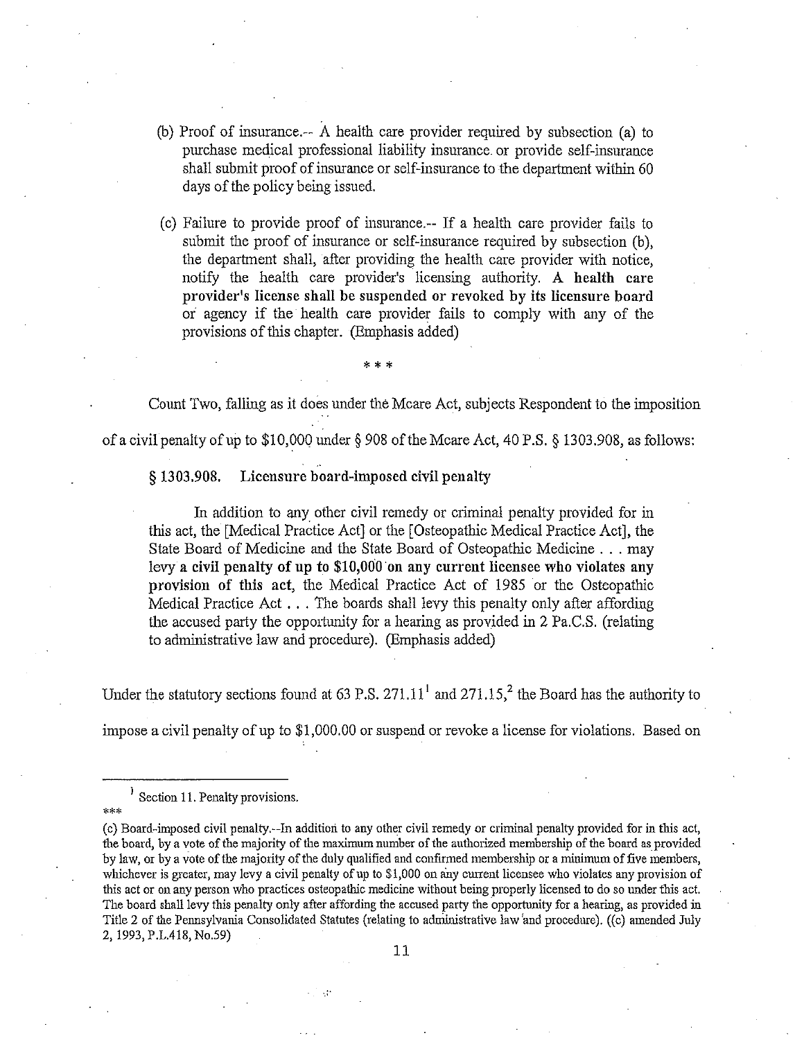> (b) Proof of insurance.-- A health care provider required by subsection (a) to purchase medical professional liability insurance or provide self-insurance shall submit proof of insurance or self-insurance to the department within 60 days of the policy being issued.
>
> (c) Failure to provide proof of insurance.-- If a health care provider fails to submit the proof of insurance or self-insurance required by subsection (b), the department shall, after providing the health care provider with notice, notify the health care provider's licensing authority. **A health care provider's license shall be suspended or revoked by its licensure board** or agency if the health care provider fails to comply with any of the provisions of this chapter. (Emphasis added)

\* \* \*

Count Two, falling as it does under the Mcare Act, subjects Respondent to the imposition of a civil penalty of up to $10,000 under § 908 of the Mcare Act, 40 P.S. § 1303.908, as follows:

> **§ 1303.908. Licensure board-imposed civil penalty**
>
> In addition to any other civil remedy or criminal penalty provided for in this act, the [Medical Practice Act] or the [Osteopathic Medical Practice Act], the State Board of Medicine and the State Board of Osteopathic Medicine . . . may levy **a civil penalty of up to $10,000 on any current licensee who violates any provision of this act**, the Medical Practice Act of 1985 or the Osteopathic Medical Practice Act . . . The boards shall levy this penalty only after affording the accused party the opportunity for a hearing as provided in 2 Pa.C.S. (relating to administrative law and procedure). (Emphasis added)

Under the statutory sections found at 63 P.S. 271.11[1] and 271.15,[2] the Board has the authority to impose a civil penalty of up to $1,000.00 or suspend or revoke a license for violations. Based on

---

[1] Section 11. Penalty provisions.

\*\*\*

(c) Board-imposed civil penalty.--In addition to any other civil remedy or criminal penalty provided for in this act, the board, by a vote of the majority of the maximum number of the authorized membership of the board as provided by law, or by a vote of the majority of the duly qualified and confirmed membership or a minimum of five members, whichever is greater, may levy a civil penalty of up to $1,000 on any current licensee who violates any provision of this act or on any person who practices osteopathic medicine without being properly licensed to do so under this act. The board shall levy this penalty only after affording the accused party the opportunity for a hearing, as provided in Title 2 of the Pennsylvania Consolidated Statutes (relating to administrative law and procedure). ((c) amended July 2, 1993, P.L.418, No.59)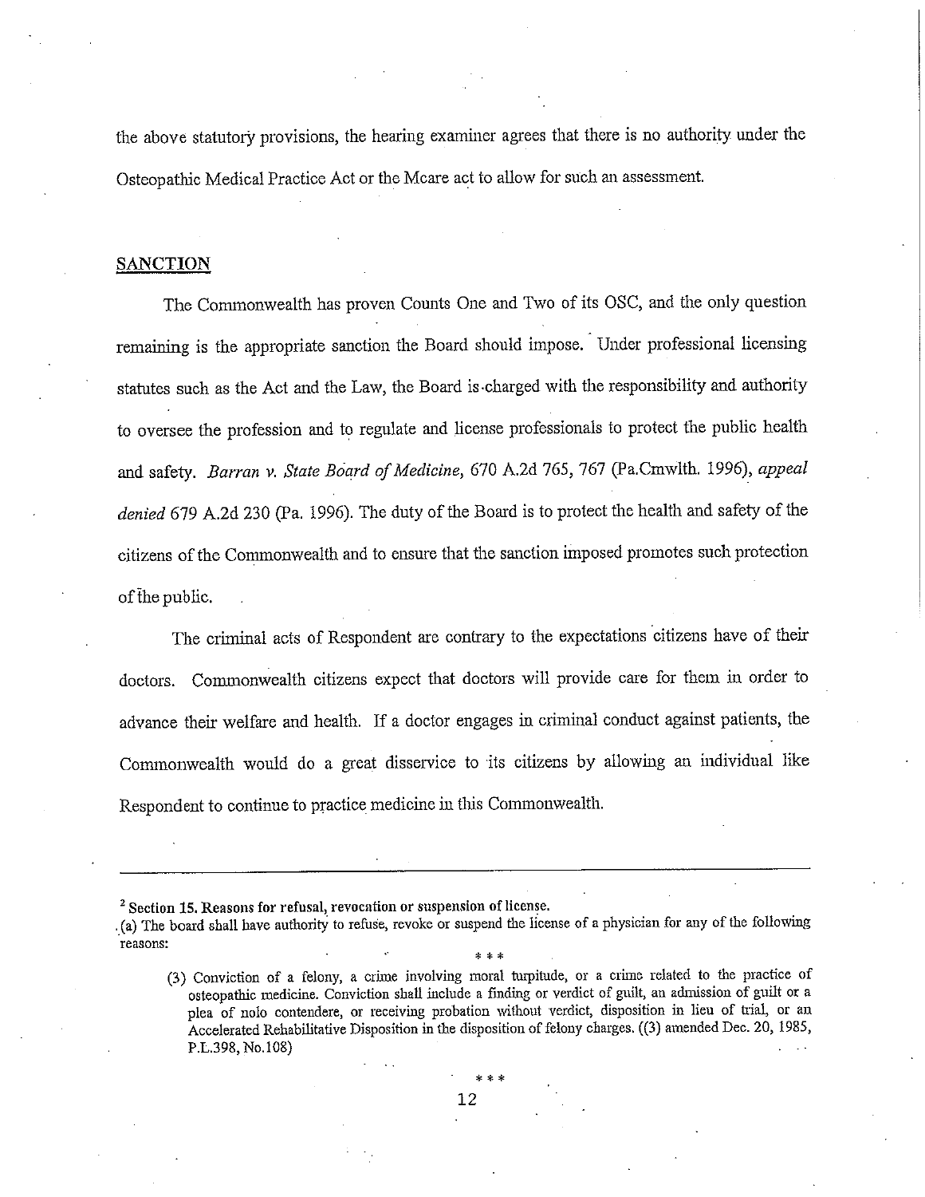the above statutory provisions, the hearing examiner agrees that there is no authority under the Osteopathic Medical Practice Act or the Mcare act to allow for such an assessment.

## SANCTION

The Commonwealth has proven Counts One and Two of its OSC, and the only question remaining is the appropriate sanction the Board should impose. Under professional licensing statutes such as the Act and the Law, the Board is charged with the responsibility and authority to oversee the profession and to regulate and license professionals to protect the public health and safety. *Barran v. State Board of Medicine*, 670 A.2d 765, 767 (Pa.Cmwlth. 1996), *appeal denied* 679 A.2d 230 (Pa. 1996). The duty of the Board is to protect the health and safety of the citizens of the Commonwealth and to ensure that the sanction imposed promotes such protection of the public.

The criminal acts of Respondent are contrary to the expectations citizens have of their doctors. Commonwealth citizens expect that doctors will provide care for them in order to advance their welfare and health. If a doctor engages in criminal conduct against patients, the Commonwealth would do a great disservice to its citizens by allowing an individual like Respondent to continue to practice medicine in this Commonwealth.

---

[2] **Section 15. Reasons for refusal, revocation or suspension of license.**

(a) The board shall have authority to refuse, revoke or suspend the license of a physician for any of the following reasons:

\* \* \*

(3) Conviction of a felony, a crime involving moral turpitude, or a crime related to the practice of osteopathic medicine. Conviction shall include a finding or verdict of guilt, an admission of guilt or a plea of nolo contendere, or receiving probation without verdict, disposition in lieu of trial, or an Accelerated Rehabilitative Disposition in the disposition of felony charges. ((3) amended Dec. 20, 1985, P.L.398, No.108)

\* \* \*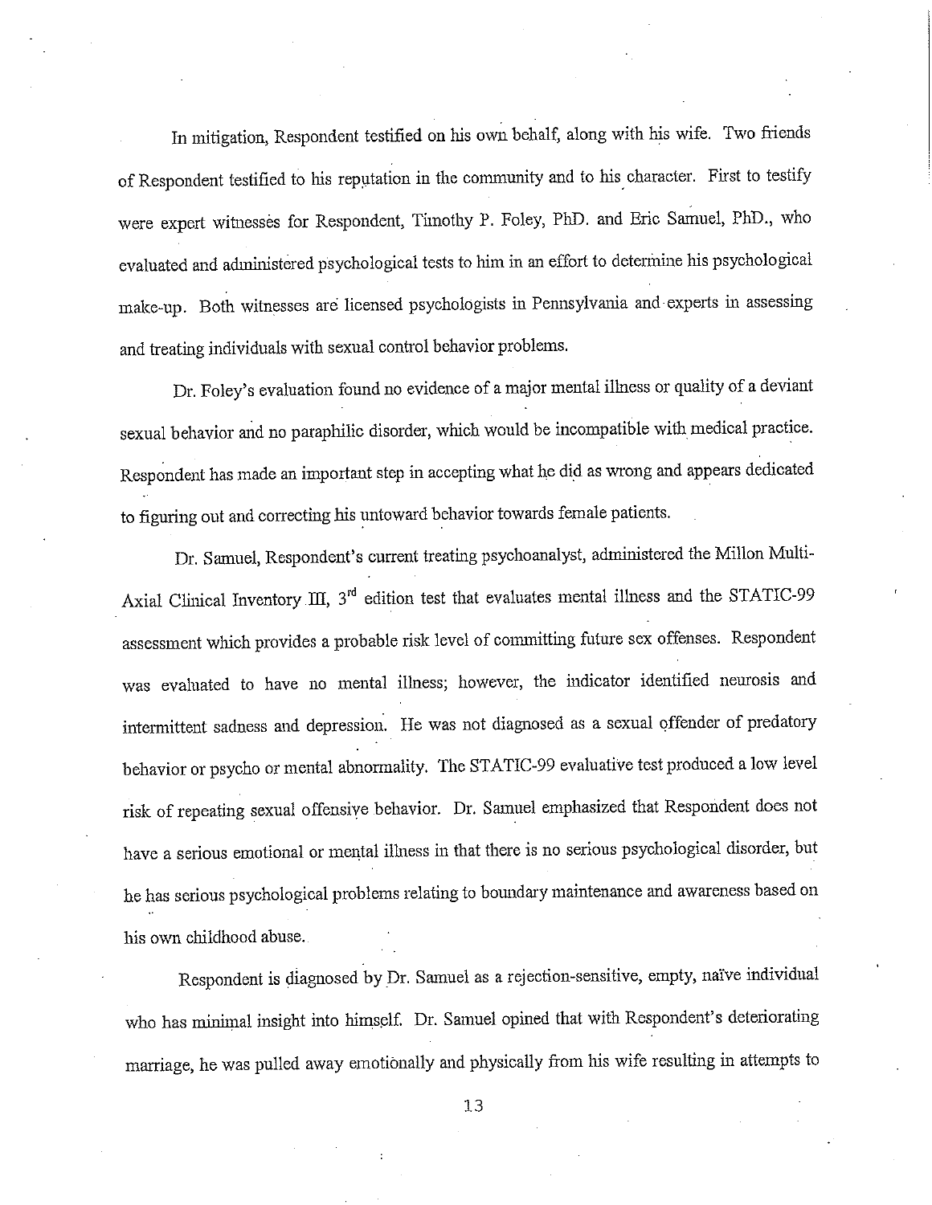In mitigation, Respondent testified on his own behalf, along with his wife. Two friends of Respondent testified to his reputation in the community and to his character. First to testify were expert witnesses for Respondent, Timothy P. Foley, PhD. and Eric Samuel, PhD., who evaluated and administered psychological tests to him in an effort to determine his psychological make-up. Both witnesses are licensed psychologists in Pennsylvania and experts in assessing and treating individuals with sexual control behavior problems.

Dr. Foley's evaluation found no evidence of a major mental illness or quality of a deviant sexual behavior and no paraphilic disorder, which would be incompatible with medical practice. Respondent has made an important step in accepting what he did as wrong and appears dedicated to figuring out and correcting his untoward behavior towards female patients.

Dr. Samuel, Respondent's current treating psychoanalyst, administered the Millon Multi-Axial Clinical Inventory III, 3rd edition test that evaluates mental illness and the STATIC-99 assessment which provides a probable risk level of committing future sex offenses. Respondent was evaluated to have no mental illness; however, the indicator identified neurosis and intermittent sadness and depression. He was not diagnosed as a sexual offender of predatory behavior or psycho or mental abnormality. The STATIC-99 evaluative test produced a low level risk of repeating sexual offensive behavior. Dr. Samuel emphasized that Respondent does not have a serious emotional or mental illness in that there is no serious psychological disorder, but he has serious psychological problems relating to boundary maintenance and awareness based on his own childhood abuse.

Respondent is diagnosed by Dr. Samuel as a rejection-sensitive, empty, naïve individual who has minimal insight into himself. Dr. Samuel opined that with Respondent's deteriorating marriage, he was pulled away emotionally and physically from his wife resulting in attempts to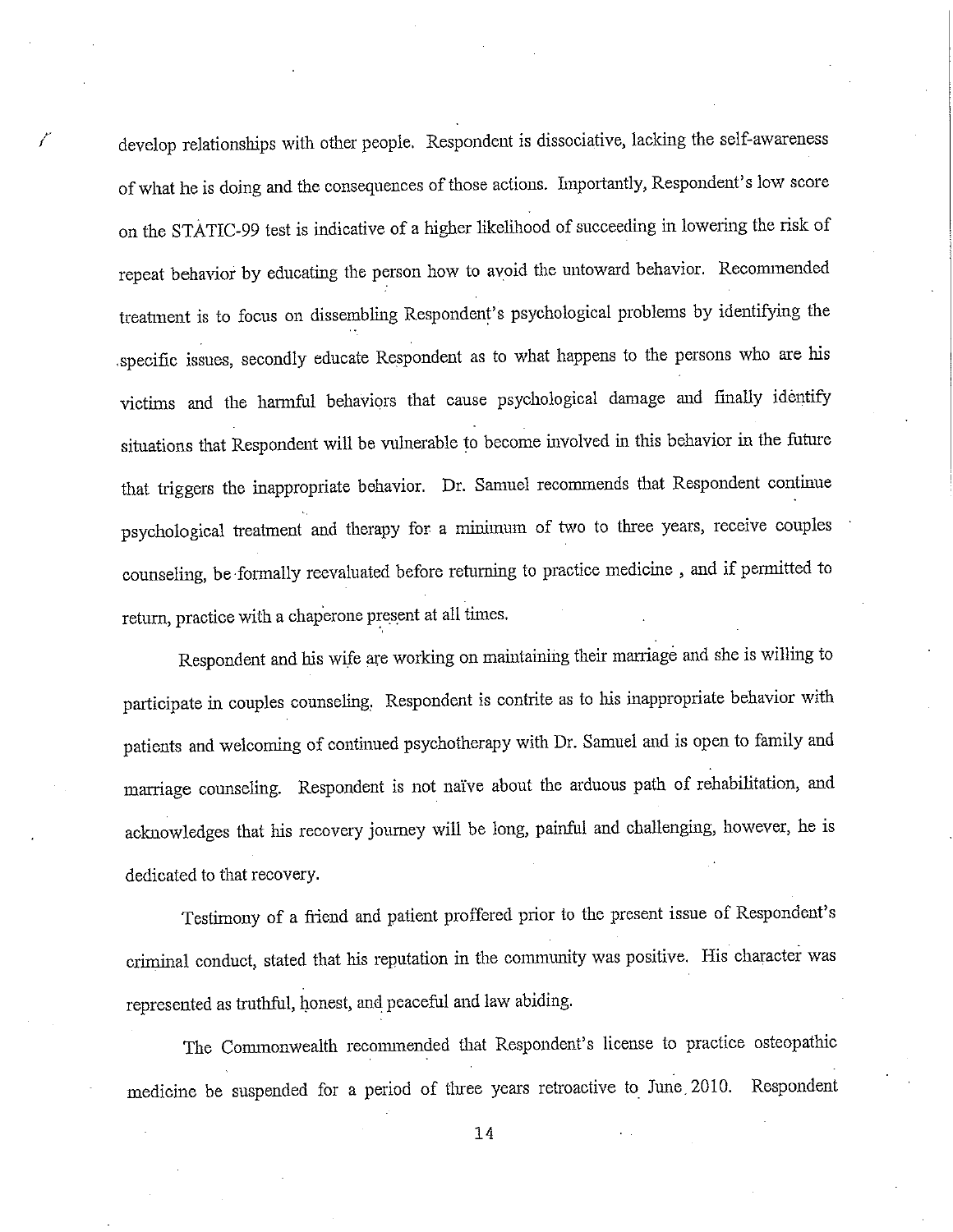develop relationships with other people. Respondent is dissociative, lacking the self-awareness of what he is doing and the consequences of those actions. Importantly, Respondent's low score on the STATIC-99 test is indicative of a higher likelihood of succeeding in lowering the risk of repeat behavior by educating the person how to avoid the untoward behavior. Recommended treatment is to focus on dissembling Respondent's psychological problems by identifying the specific issues, secondly educate Respondent as to what happens to the persons who are his victims and the harmful behaviors that cause psychological damage and finally identify situations that Respondent will be vulnerable to become involved in this behavior in the future that triggers the inappropriate behavior. Dr. Samuel recommends that Respondent continue psychological treatment and therapy for a minimum of two to three years, receive couples counseling, be formally reevaluated before returning to practice medicine , and if permitted to return, practice with a chaperone present at all times.

Respondent and his wife are working on maintaining their marriage and she is willing to participate in couples counseling. Respondent is contrite as to his inappropriate behavior with patients and welcoming of continued psychotherapy with Dr. Samuel and is open to family and marriage counseling. Respondent is not naïve about the arduous path of rehabilitation, and acknowledges that his recovery journey will be long, painful and challenging, however, he is dedicated to that recovery.

Testimony of a friend and patient proffered prior to the present issue of Respondent's criminal conduct, stated that his reputation in the community was positive. His character was represented as truthful, honest, and peaceful and law abiding.

The Commonwealth recommended that Respondent's license to practice osteopathic medicine be suspended for a period of three years retroactive to June 2010. Respondent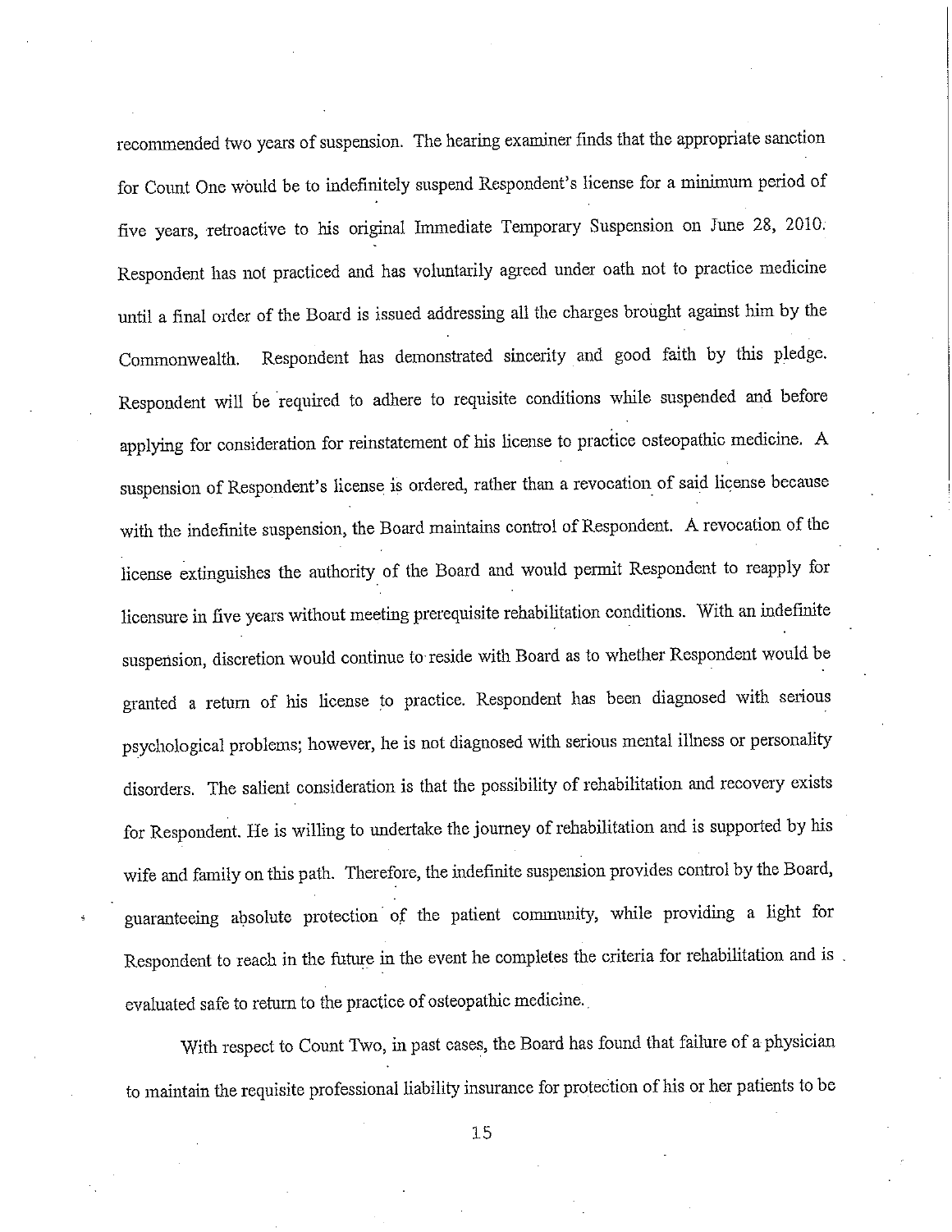recommended two years of suspension. The hearing examiner finds that the appropriate sanction for Count One would be to indefinitely suspend Respondent's license for a minimum period of five years, retroactive to his original Immediate Temporary Suspension on June 28, 2010. Respondent has not practiced and has voluntarily agreed under oath not to practice medicine until a final order of the Board is issued addressing all the charges brought against him by the Commonwealth. Respondent has demonstrated sincerity and good faith by this pledge. Respondent will be required to adhere to requisite conditions while suspended and before applying for consideration for reinstatement of his license to practice osteopathic medicine. A suspension of Respondent's license is ordered, rather than a revocation of said license because with the indefinite suspension, the Board maintains control of Respondent. A revocation of the license extinguishes the authority of the Board and would permit Respondent to reapply for licensure in five years without meeting prerequisite rehabilitation conditions. With an indefinite suspension, discretion would continue to reside with Board as to whether Respondent would be granted a return of his license to practice. Respondent has been diagnosed with serious psychological problems; however, he is not diagnosed with serious mental illness or personality disorders. The salient consideration is that the possibility of rehabilitation and recovery exists for Respondent. He is willing to undertake the journey of rehabilitation and is supported by his wife and family on this path. Therefore, the indefinite suspension provides control by the Board, guaranteeing absolute protection of the patient community, while providing a light for Respondent to reach in the future in the event he completes the criteria for rehabilitation and is evaluated safe to return to the practice of osteopathic medicine.

With respect to Count Two, in past cases, the Board has found that failure of a physician to maintain the requisite professional liability insurance for protection of his or her patients to be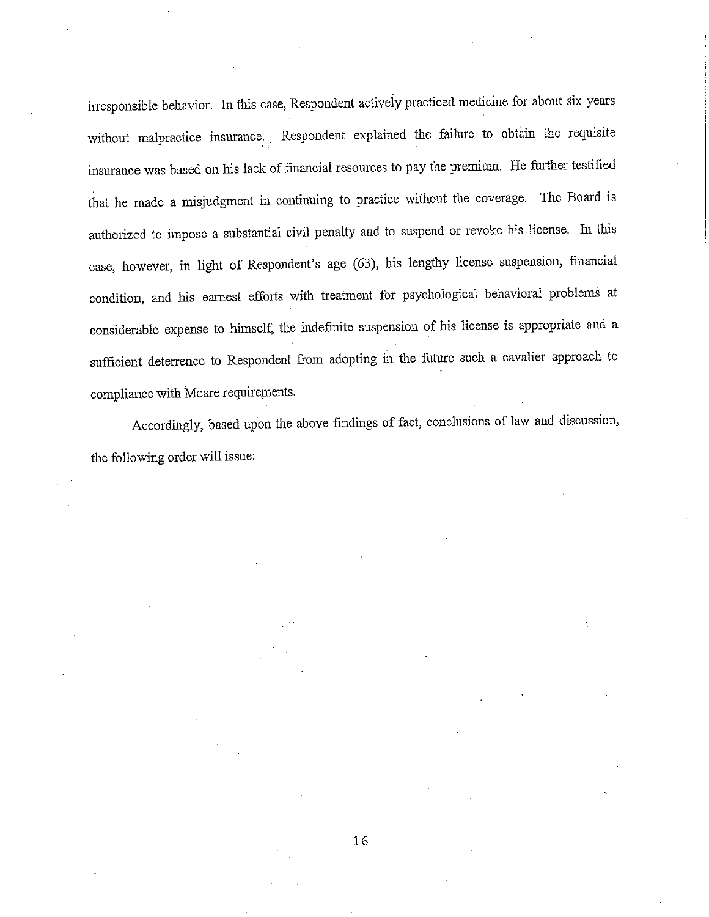irresponsible behavior. In this case, Respondent actively practiced medicine for about six years without malpractice insurance. Respondent explained the failure to obtain the requisite insurance was based on his lack of financial resources to pay the premium. He further testified that he made a misjudgment in continuing to practice without the coverage. The Board is authorized to impose a substantial civil penalty and to suspend or revoke his license. In this case, however, in light of Respondent's age (63), his lengthy license suspension, financial condition, and his earnest efforts with treatment for psychological behavioral problems at considerable expense to himself, the indefinite suspension of his license is appropriate and a sufficient deterrence to Respondent from adopting in the future such a cavalier approach to compliance with Mcare requirements.

Accordingly, based upon the above findings of fact, conclusions of law and discussion, the following order will issue: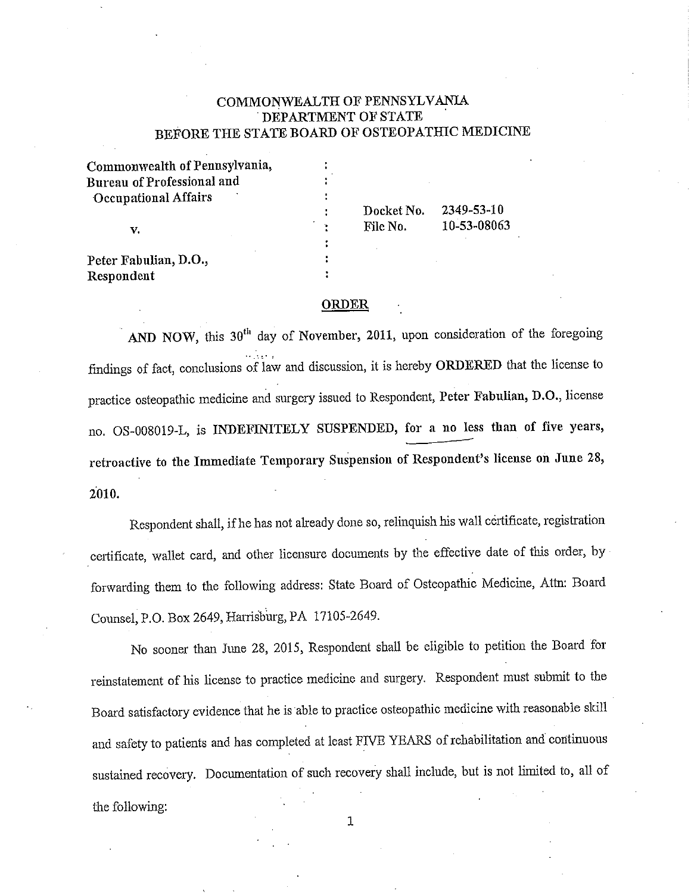COMMONWEALTH OF PENNSYLVANIA
DEPARTMENT OF STATE
BEFORE THE STATE BOARD OF OSTEOPATHIC MEDICINE

| | | |
|---|---|---|
| Commonwealth of Pennsylvania, Bureau of Professional and Occupational Affairs | : | Docket No. 2349-53-10 |
| v. | : | File No. 10-53-08063 |
| Peter Fabulian, D.O., Respondent | : | |

## ORDER

AND NOW, this 30[th] day of November, 2011, upon consideration of the foregoing findings of fact, conclusions of law and discussion, it is hereby **ORDERED** that the license to practice osteopathic medicine and surgery issued to Respondent, **Peter Fabulian, D.O.**, license no. OS-008019-L, is **INDEFINITELY SUSPENDED, for a no less than of five years, retroactive to the Immediate Temporary Suspension of Respondent's license on June 28, 2010.**

Respondent shall, if he has not already done so, relinquish his wall certificate, registration certificate, wallet card, and other licensure documents by the effective date of this order, by forwarding them to the following address: State Board of Osteopathic Medicine, Attn: Board Counsel, P.O. Box 2649, Harrisburg, PA 17105-2649.

No sooner than June 28, 2015, Respondent shall be eligible to petition the Board for reinstatement of his license to practice medicine and surgery. Respondent must submit to the Board satisfactory evidence that he is able to practice osteopathic medicine with reasonable skill and safety to patients and has completed at least FIVE YEARS of rehabilitation and continuous sustained recovery. Documentation of such recovery shall include, but is not limited to, all of the following: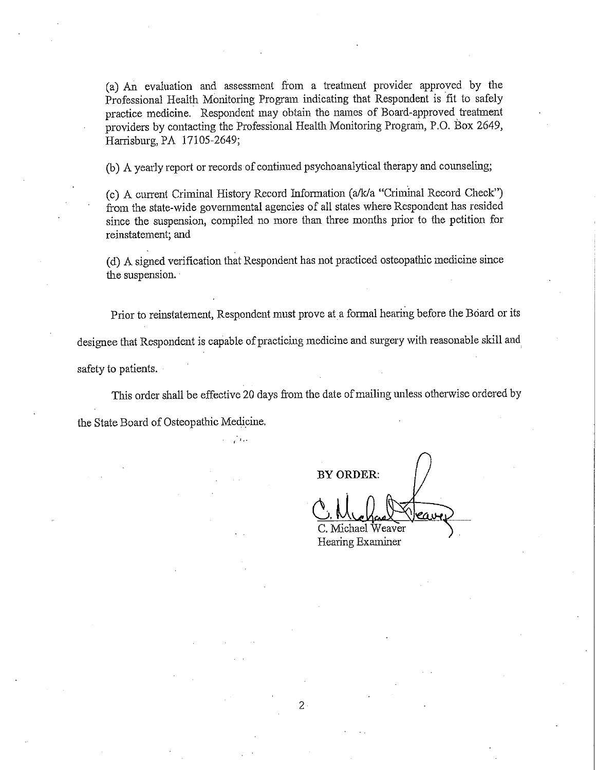(a) An evaluation and assessment from a treatment provider approved by the Professional Health Monitoring Program indicating that Respondent is fit to safely practice medicine. Respondent may obtain the names of Board-approved treatment providers by contacting the Professional Health Monitoring Program, P.O. Box 2649, Harrisburg, PA 17105-2649;

(b) A yearly report or records of continued psychoanalytical therapy and counseling;

(c) A current Criminal History Record Information (a/k/a "Criminal Record Check") from the state-wide governmental agencies of all states where Respondent has resided since the suspension, compiled no more than three months prior to the petition for reinstatement; and

(d) A signed verification that Respondent has not practiced osteopathic medicine since the suspension.

Prior to reinstatement, Respondent must prove at a formal hearing before the Board or its designee that Respondent is capable of practicing medicine and surgery with reasonable skill and safety to patients.

This order shall be effective 20 days from the date of mailing unless otherwise ordered by the State Board of Osteopathic Medicine.

**BY ORDER:**

C. Michael Weaver
Hearing Examiner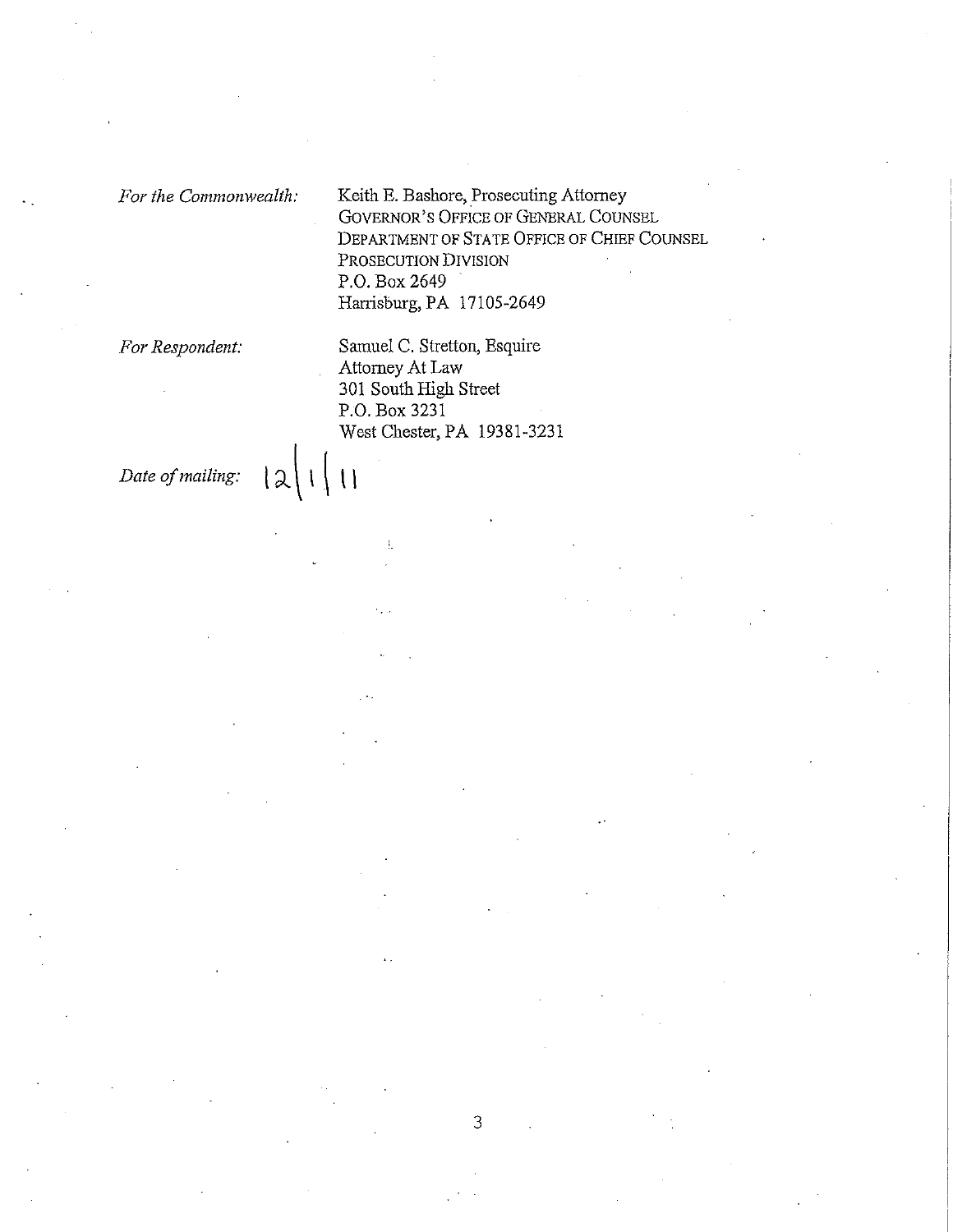*For the Commonwealth:*

Keith E. Bashore, Prosecuting Attorney
GOVERNOR'S OFFICE OF GENERAL COUNSEL
DEPARTMENT OF STATE OFFICE OF CHIEF COUNSEL
PROSECUTION DIVISION
P.O. Box 2649
Harrisburg, PA 17105-2649

*For Respondent:*

Samuel C. Stretton, Esquire
Attorney At Law
301 South High Street
P.O. Box 3231
West Chester, PA 19381-3231

*Date of mailing:* 12/1/11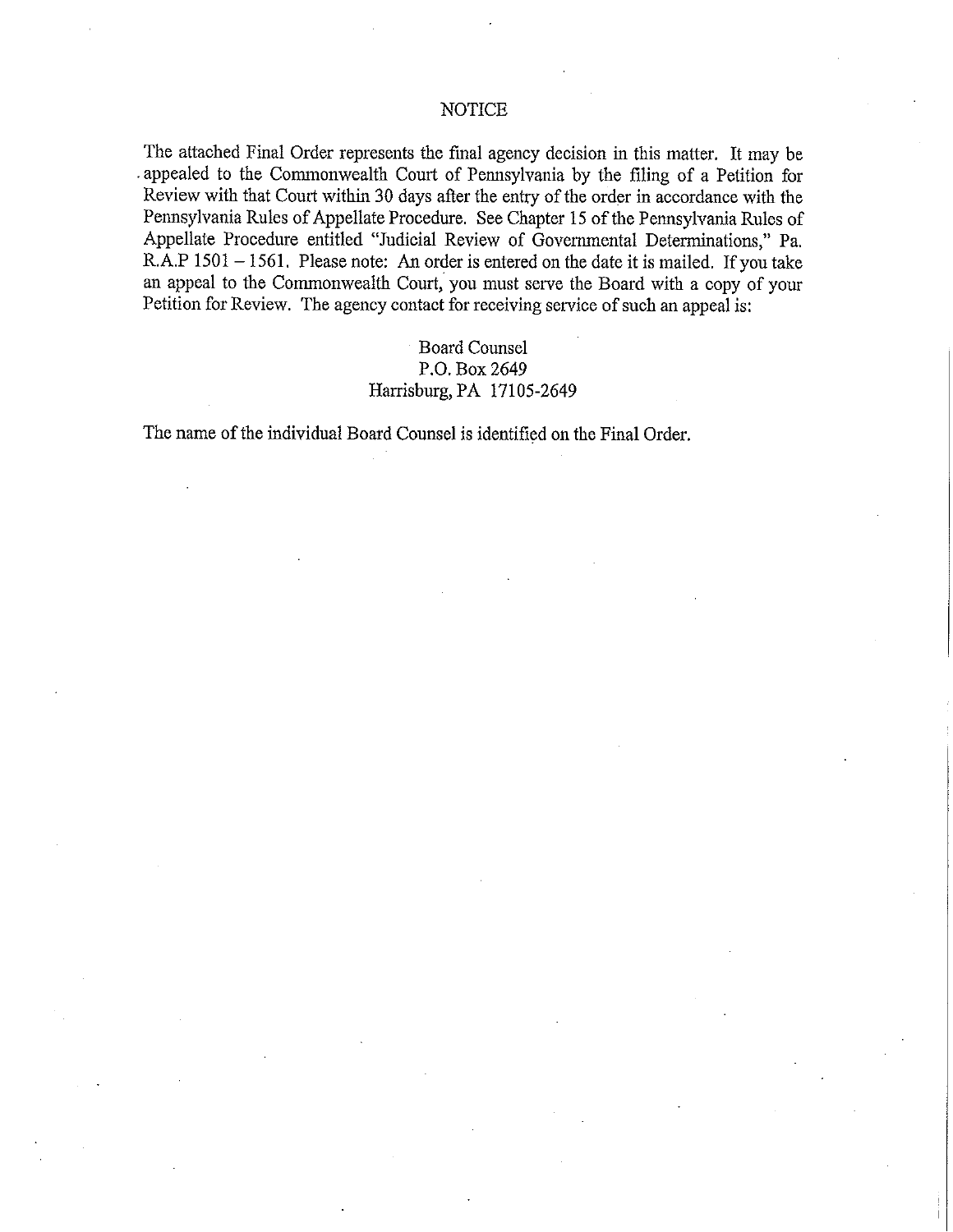# NOTICE

The attached Final Order represents the final agency decision in this matter. It may be appealed to the Commonwealth Court of Pennsylvania by the filing of a Petition for Review with that Court within 30 days after the entry of the order in accordance with the Pennsylvania Rules of Appellate Procedure. See Chapter 15 of the Pennsylvania Rules of Appellate Procedure entitled "Judicial Review of Governmental Determinations," Pa. R.A.P 1501 – 1561. Please note: An order is entered on the date it is mailed. If you take an appeal to the Commonwealth Court, you must serve the Board with a copy of your Petition for Review. The agency contact for receiving service of such an appeal is:

Board Counsel
P.O. Box 2649
Harrisburg, PA 17105-2649

The name of the individual Board Counsel is identified on the Final Order.